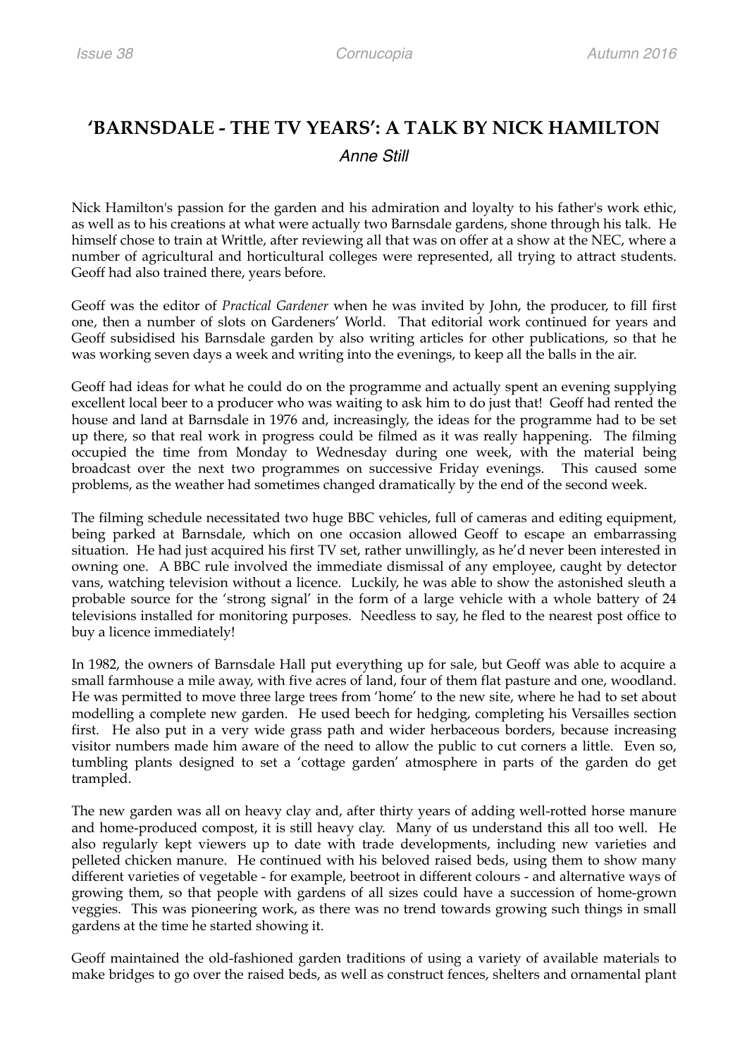# 'BARNSDALE - THE TV YEARS': A TALK BY NICK HAMILTON

*Anne Still*

Nick Hamilton's passion for the garden and his admiration and loyalty to his father's work ethic, as well as to his creations at what were actually two Barnsdale gardens, shone through his talk. He himself chose to train at Writtle, after reviewing all that was on offer at a show at the NEC, where a number of agricultural and horticultural colleges were represented, all trying to attract students. Geoff had also trained there, years before.

Geoff was the editor of *Practical Gardener* when he was invited by John, the producer, to fill first one, then a number of slots on Gardeners' World. That editorial work continued for years and Geoff subsidised his Barnsdale garden by also writing articles for other publications, so that he was working seven days a week and writing into the evenings, to keep all the balls in the air.

Geoff had ideas for what he could do on the programme and actually spent an evening supplying excellent local beer to a producer who was waiting to ask him to do just that! Geoff had rented the house and land at Barnsdale in 1976 and, increasingly, the ideas for the programme had to be set up there, so that real work in progress could be filmed as it was really happening. The filming occupied the time from Monday to Wednesday during one week, with the material being broadcast over the next two programmes on successive Friday evenings. This caused some problems, as the weather had sometimes changed dramatically by the end of the second week.

The filming schedule necessitated two huge BBC vehicles, full of cameras and editing equipment, being parked at Barnsdale, which on one occasion allowed Geoff to escape an embarrassing situation. He had just acquired his first TV set, rather unwillingly, as he'd never been interested in owning one. A BBC rule involved the immediate dismissal of any employee, caught by detector vans, watching television without a licence. Luckily, he was able to show the astonished sleuth a probable source for the 'strong signal' in the form of a large vehicle with a whole battery of 24 televisions installed for monitoring purposes. Needless to say, he fled to the nearest post office to buy a licence immediately!

In 1982, the owners of Barnsdale Hall put everything up for sale, but Geoff was able to acquire a small farmhouse a mile away, with five acres of land, four of them flat pasture and one, woodland. He was permitted to move three large trees from 'home' to the new site, where he had to set about modelling a complete new garden. He used beech for hedging, completing his Versailles section first. He also put in a very wide grass path and wider herbaceous borders, because increasing visitor numbers made him aware of the need to allow the public to cut corners a little. Even so, tumbling plants designed to set a 'cottage garden' atmosphere in parts of the garden do get trampled.

The new garden was all on heavy clay and, after thirty years of adding well-rotted horse manure and home-produced compost, it is still heavy clay. Many of us understand this all too well. He also regularly kept viewers up to date with trade developments, including new varieties and pelleted chicken manure. He continued with his beloved raised beds, using them to show many different varieties of vegetable - for example, beetroot in different colours - and alternative ways of growing them, so that people with gardens of all sizes could have a succession of home-grown veggies. This was pioneering work, as there was no trend towards growing such things in small gardens at the time he started showing it.

Geoff maintained the old-fashioned garden traditions of using a variety of available materials to make bridges to go over the raised beds, as well as construct fences, shelters and ornamental plant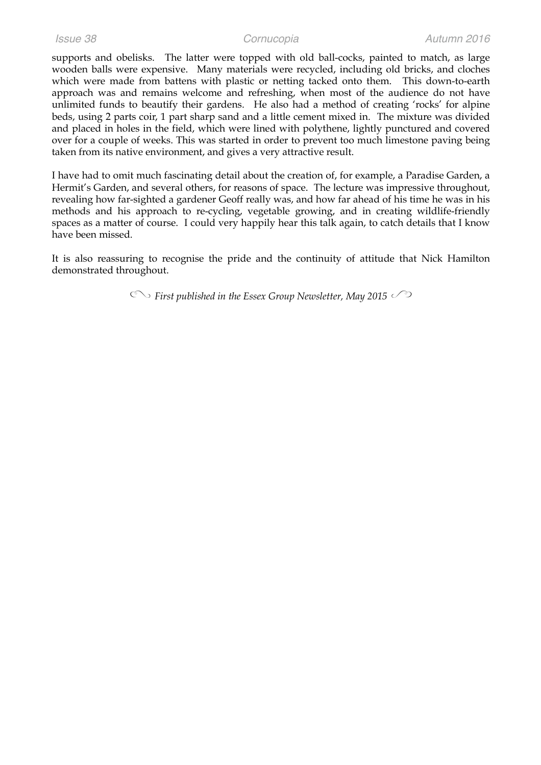supports and obelisks. The latter were topped with old ball-cocks, painted to match, as large wooden balls were expensive. Many materials were recycled, including old bricks, and cloches which were made from battens with plastic or netting tacked onto them. This down-to-earth approach was and remains welcome and refreshing, when most of the audience do not have unlimited funds to beautify their gardens. He also had a method of creating 'rocks' for alpine beds, using 2 parts coir, 1 part sharp sand and a little cement mixed in. The mixture was divided and placed in holes in the field, which were lined with polythene, lightly punctured and covered over for a couple of weeks. This was started in order to prevent too much limestone paving being taken from its native environment, and gives a very attractive result.

I have had to omit much fascinating detail about the creation of, for example, a Paradise Garden, a Hermit's Garden, and several others, for reasons of space. The lecture was impressive throughout, revealing how far-sighted a gardener Geoff really was, and how far ahead of his time he was in his methods and his approach to re-cycling, vegetable growing, and in creating wildlife-friendly spaces as a matter of course. I could very happily hear this talk again, to catch details that I know have been missed.

It is also reassuring to recognise the pride and the continuity of attitude that Nick Hamilton demonstrated throughout.

*First published in the Essex Group Newsletter, May 2015*